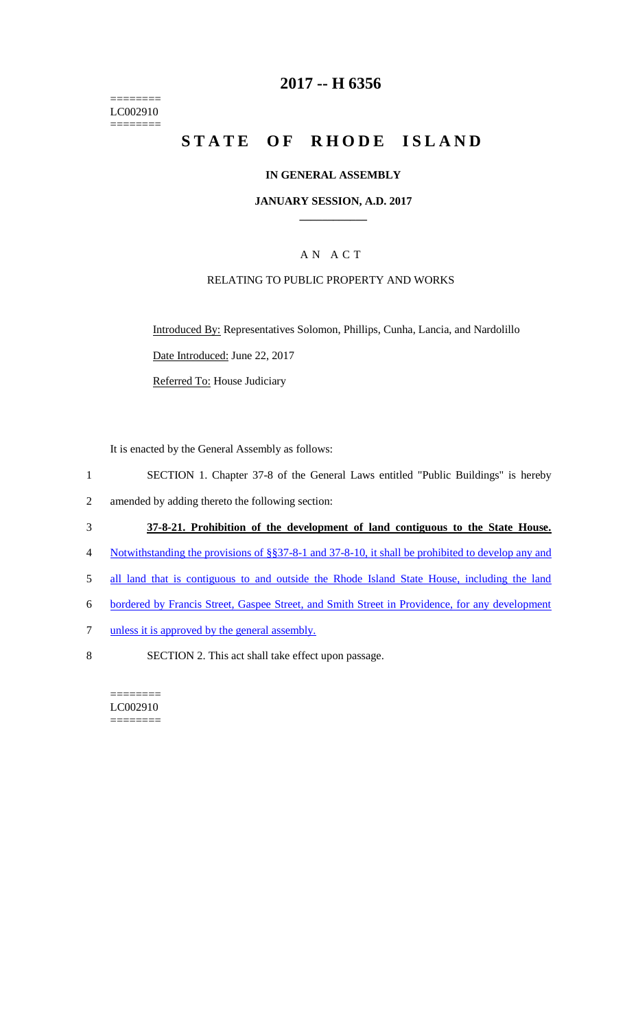========
LC002910
========

# 2017 -- H 6356

# STATE OF RHODE ISLAND

## IN GENERAL ASSEMBLY

### JANUARY SESSION, A.D. 2017

____________

A N A C T

RELATING TO PUBLIC PROPERTY AND WORKS

Introduced By: Representatives Solomon, Phillips, Cunha, Lancia, and Nardolillo

Date Introduced: June 22, 2017

Referred To: House Judiciary

It is enacted by the General Assembly as follows:

1 SECTION 1. Chapter 37-8 of the General Laws entitled "Public Buildings" is hereby
2 amended by adding thereto the following section:

3 **37-8-21. Prohibition of the development of land contiguous to the State House.**
4 Notwithstanding the provisions of §§37-8-1 and 37-8-10, it shall be prohibited to develop any and
5 all land that is contiguous to and outside the Rhode Island State House, including the land
6 bordered by Francis Street, Gaspee Street, and Smith Street in Providence, for any development
7 unless it is approved by the general assembly.

8 SECTION 2. This act shall take effect upon passage.

========
LC002910
========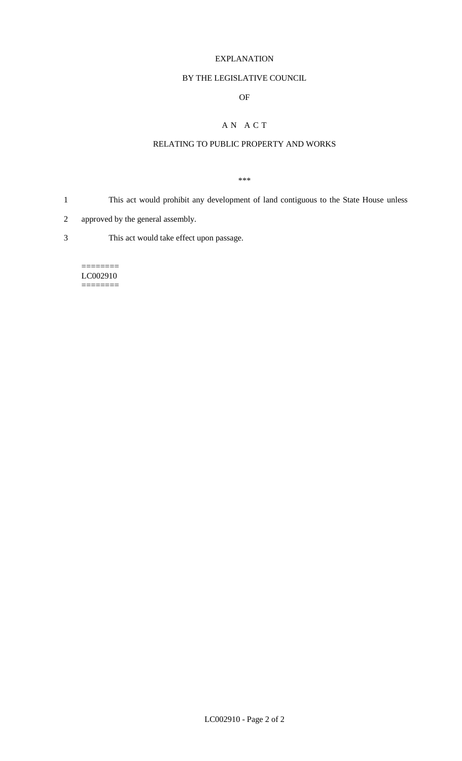EXPLANATION

BY THE LEGISLATIVE COUNCIL

OF

A N A C T

RELATING TO PUBLIC PROPERTY AND WORKS

\*\*\*

1 This act would prohibit any development of land contiguous to the State House unless

2 approved by the general assembly.

3 This act would take effect upon passage.

========
LC002910
========